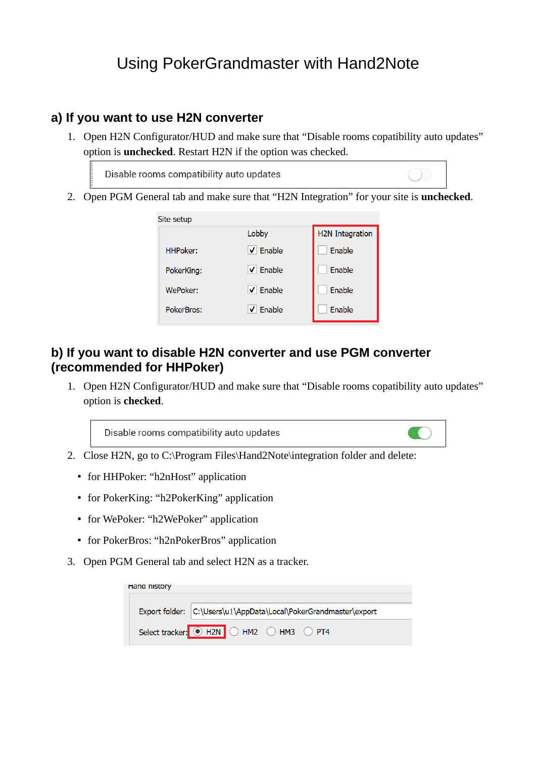# Using PokerGrandmaster with Hand2Note

## a) If you want to use H2N converter

1. Open H2N Configurator/HUD and make sure that "Disable rooms copatibility auto updates" option is **unchecked**. Restart H2N if the option was checked.

   Disable rooms compatibility auto updates

2. Open PGM General tab and make sure that "H2N Integration" for your site is **unchecked**.

Site setup

| | Lobby | H2N Integration |
|---|---|---|
| HHPoker: | ☑ Enable | ☐ Enable |
| PokerKing: | ☑ Enable | ☐ Enable |
| WePoker: | ☑ Enable | ☐ Enable |
| PokerBros: | ☑ Enable | ☐ Enable |

## b) If you want to disable H2N converter and use PGM converter (recommended for HHPoker)

1. Open H2N Configurator/HUD and make sure that "Disable rooms copatibility auto updates" option is **checked**.

   Disable rooms compatibility auto updates

2. Close H2N, go to C:\Program Files\Hand2Note\integration folder and delete:
   - for HHPoker: "h2nHost" application
   - for PokerKing: "h2PokerKing" application
   - for WePoker: "h2WePoker" application
   - for PokerBros: "h2nPokerBros" application

3. Open PGM General tab and select H2N as a tracker.

Hand history

Export folder: C:\Users\u1\AppData\Local\PokerGrandmaster\export

Select tracker: (•) H2N ( ) HM2 ( ) HM3 ( ) PT4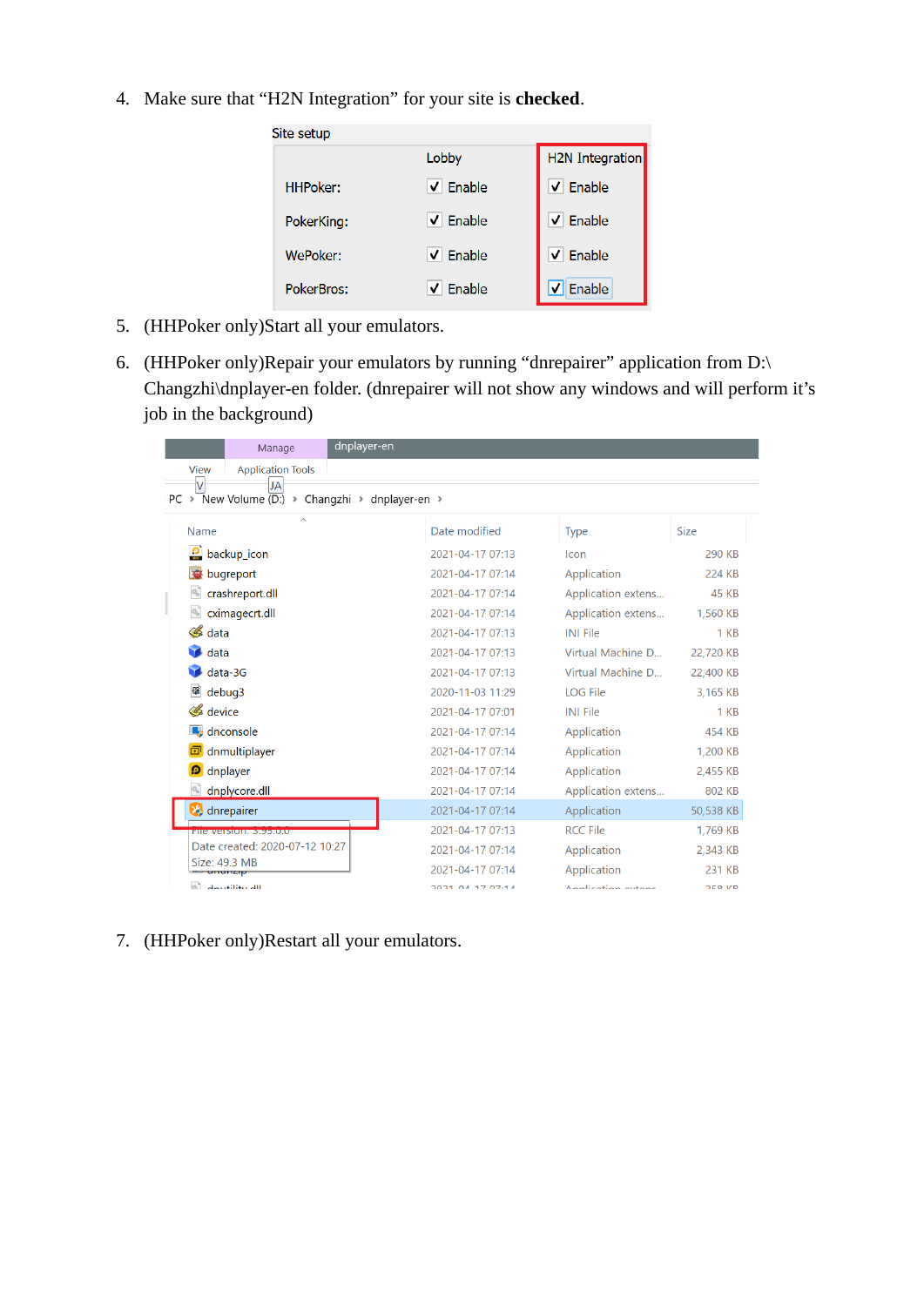4. Make sure that “H2N Integration” for your site is **checked**.

Site setup

| | Lobby | H2N Integration |
|---|---|---|
| HHPoker: | ☑ Enable | ☑ Enable |
| PokerKing: | ☑ Enable | ☑ Enable |
| WePoker: | ☑ Enable | ☑ Enable |
| PokerBros: | ☑ Enable | ☑ Enable |

5. (HHPoker only)Start all your emulators.

6. (HHPoker only)Repair your emulators by running “dnrepairer” application from D:\Changzhi\dnplayer-en folder. (dnrepairer will not show any windows and will perform it’s job in the background)

PC › New Volume (D:) › Changzhi › dnplayer-en ›

| Name | Date modified | Type | Size |
|---|---|---|---|
| backup_icon | 2021-04-17 07:13 | Icon | 290 KB |
| bugreport | 2021-04-17 07:14 | Application | 224 KB |
| crashreport.dll | 2021-04-17 07:14 | Application extens... | 45 KB |
| cximagecrt.dll | 2021-04-17 07:14 | Application extens... | 1,560 KB |
| data | 2021-04-17 07:13 | INI File | 1 KB |
| data | 2021-04-17 07:13 | Virtual Machine D... | 22,720 KB |
| data-3G | 2021-04-17 07:13 | Virtual Machine D... | 22,400 KB |
| debug3 | 2020-11-03 11:29 | LOG File | 3,165 KB |
| device | 2021-04-17 07:01 | INI File | 1 KB |
| dnconsole | 2021-04-17 07:14 | Application | 454 KB |
| dnmultiplayer | 2021-04-17 07:14 | Application | 1,200 KB |
| dnplayer | 2021-04-17 07:14 | Application | 2,455 KB |
| dnplycore.dll | 2021-04-17 07:14 | Application extens... | 802 KB |
| dnrepairer | 2021-04-17 07:14 | Application | 50,538 KB |
| | 2021-04-17 07:13 | RCC File | 1,769 KB |
| | 2021-04-17 07:14 | Application | 2,343 KB |
| | 2021-04-17 07:14 | Application | 231 KB |

File version: 3.93.0.0
Date created: 2020-07-12 10:27
Size: 49.3 MB

7. (HHPoker only)Restart all your emulators.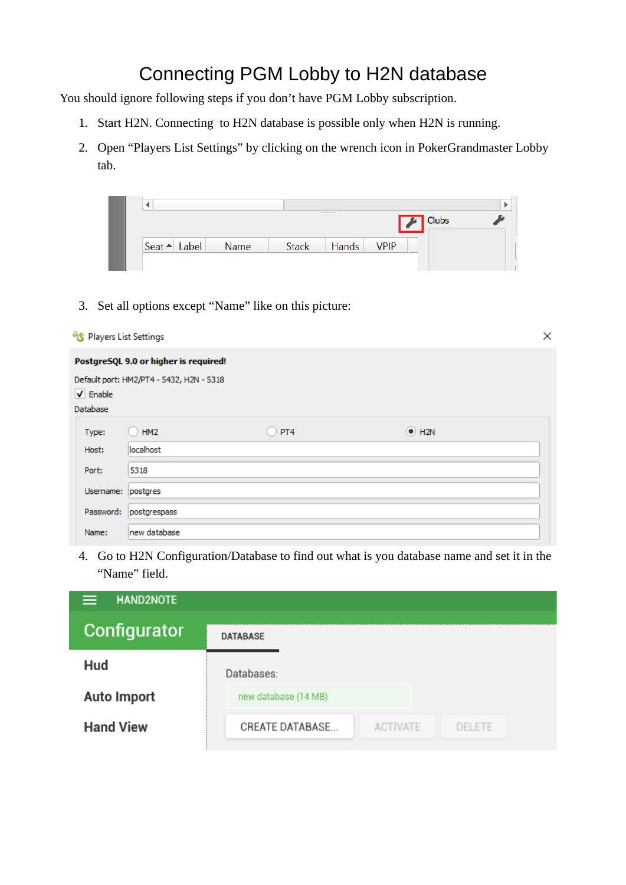# Connecting PGM Lobby to H2N database

You should ignore following steps if you don't have PGM Lobby subscription.

1. Start H2N. Connecting to H2N database is possible only when H2N is running.
2. Open "Players List Settings" by clicking on the wrench icon in PokerGrandmaster Lobby tab.
3. Set all options except "Name" like on this picture:
4. Go to H2N Configuration/Database to find out what is you database name and set it in the "Name" field.